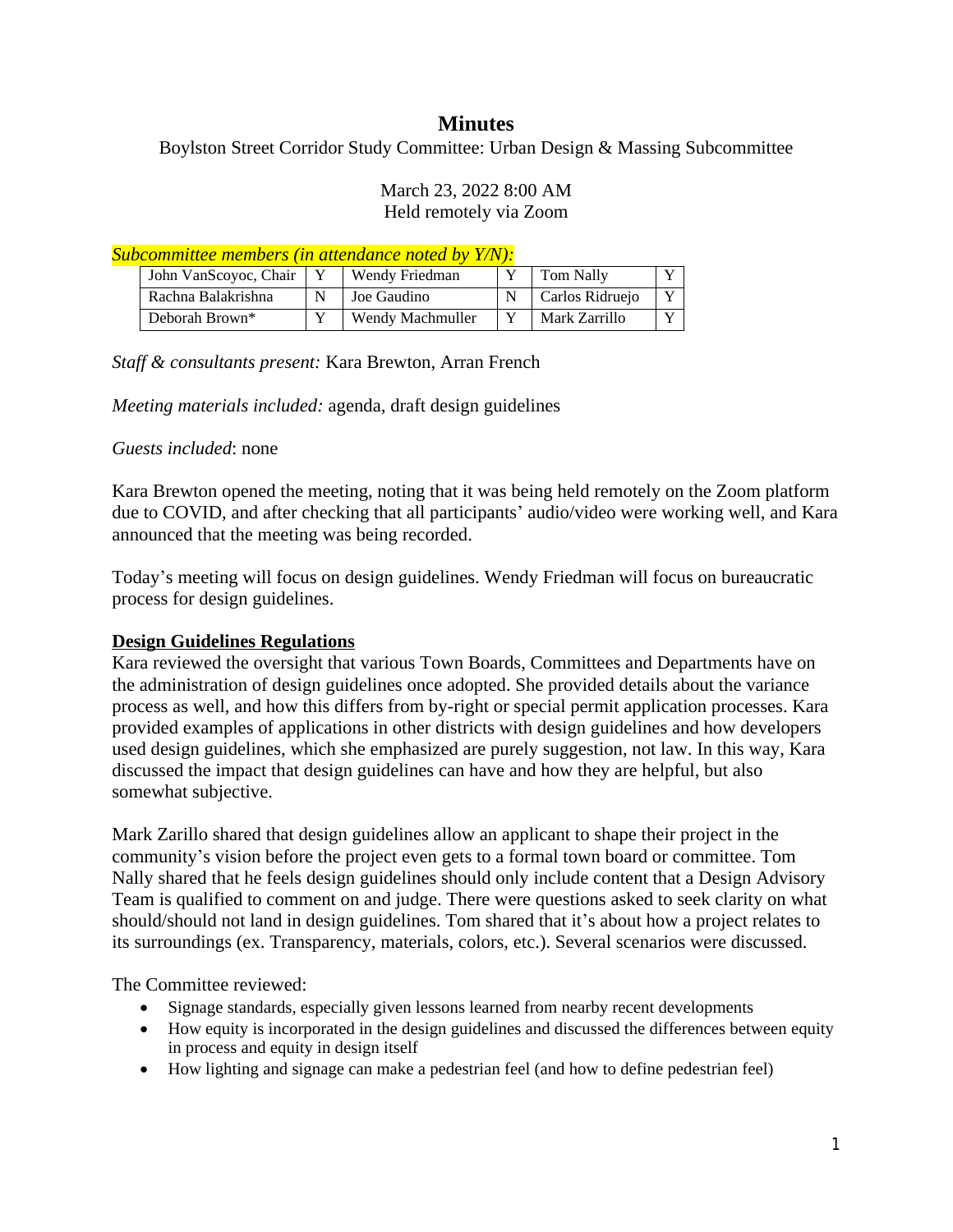# Minutes

Boylston Street Corridor Study Committee: Urban Design & Massing Subcommittee

March 23, 2022 8:00 AM
Held remotely via Zoom

*Subcommittee members (in attendance noted by Y/N):*

| | | | | | |
|---|---|---|---|---|---|
| John VanScoyoc, Chair | Y | Wendy Friedman | Y | Tom Nally | Y |
| Rachna Balakrishna | N | Joe Gaudino | N | Carlos Ridruejo | Y |
| Deborah Brown* | Y | Wendy Machmuller | Y | Mark Zarrillo | Y |

*Staff & consultants present:* Kara Brewton, Arran French

*Meeting materials included:* agenda, draft design guidelines

*Guests included*: none

Kara Brewton opened the meeting, noting that it was being held remotely on the Zoom platform due to COVID, and after checking that all participants' audio/video were working well, and Kara announced that the meeting was being recorded.

Today's meeting will focus on design guidelines. Wendy Friedman will focus on bureaucratic process for design guidelines.

**Design Guidelines Regulations**

Kara reviewed the oversight that various Town Boards, Committees and Departments have on the administration of design guidelines once adopted. She provided details about the variance process as well, and how this differs from by-right or special permit application processes. Kara provided examples of applications in other districts with design guidelines and how developers used design guidelines, which she emphasized are purely suggestion, not law. In this way, Kara discussed the impact that design guidelines can have and how they are helpful, but also somewhat subjective.

Mark Zarillo shared that design guidelines allow an applicant to shape their project in the community's vision before the project even gets to a formal town board or committee. Tom Nally shared that he feels design guidelines should only include content that a Design Advisory Team is qualified to comment on and judge. There were questions asked to seek clarity on what should/should not land in design guidelines. Tom shared that it's about how a project relates to its surroundings (ex. Transparency, materials, colors, etc.). Several scenarios were discussed.

The Committee reviewed:

- Signage standards, especially given lessons learned from nearby recent developments
- How equity is incorporated in the design guidelines and discussed the differences between equity in process and equity in design itself
- How lighting and signage can make a pedestrian feel (and how to define pedestrian feel)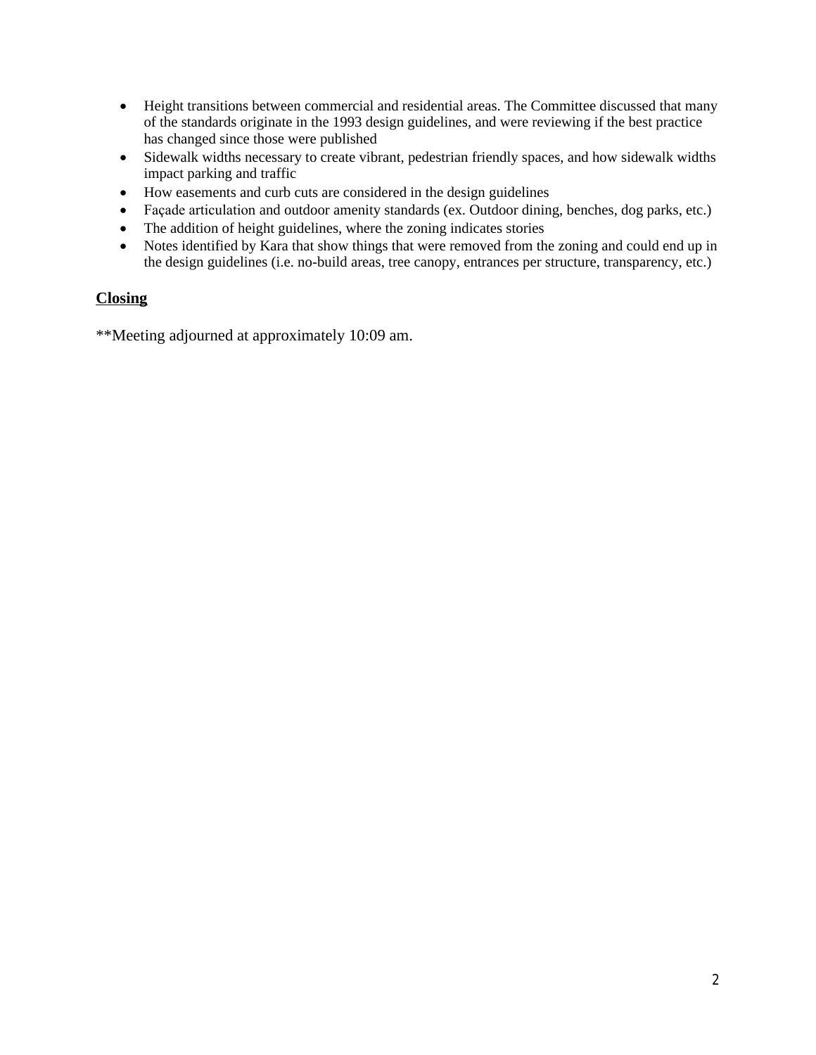- Height transitions between commercial and residential areas. The Committee discussed that many of the standards originate in the 1993 design guidelines, and were reviewing if the best practice has changed since those were published
- Sidewalk widths necessary to create vibrant, pedestrian friendly spaces, and how sidewalk widths impact parking and traffic
- How easements and curb cuts are considered in the design guidelines
- Façade articulation and outdoor amenity standards (ex. Outdoor dining, benches, dog parks, etc.)
- The addition of height guidelines, where the zoning indicates stories
- Notes identified by Kara that show things that were removed from the zoning and could end up in the design guidelines (i.e. no-build areas, tree canopy, entrances per structure, transparency, etc.)

## **Closing**

**Meeting adjourned at approximately 10:09 am.